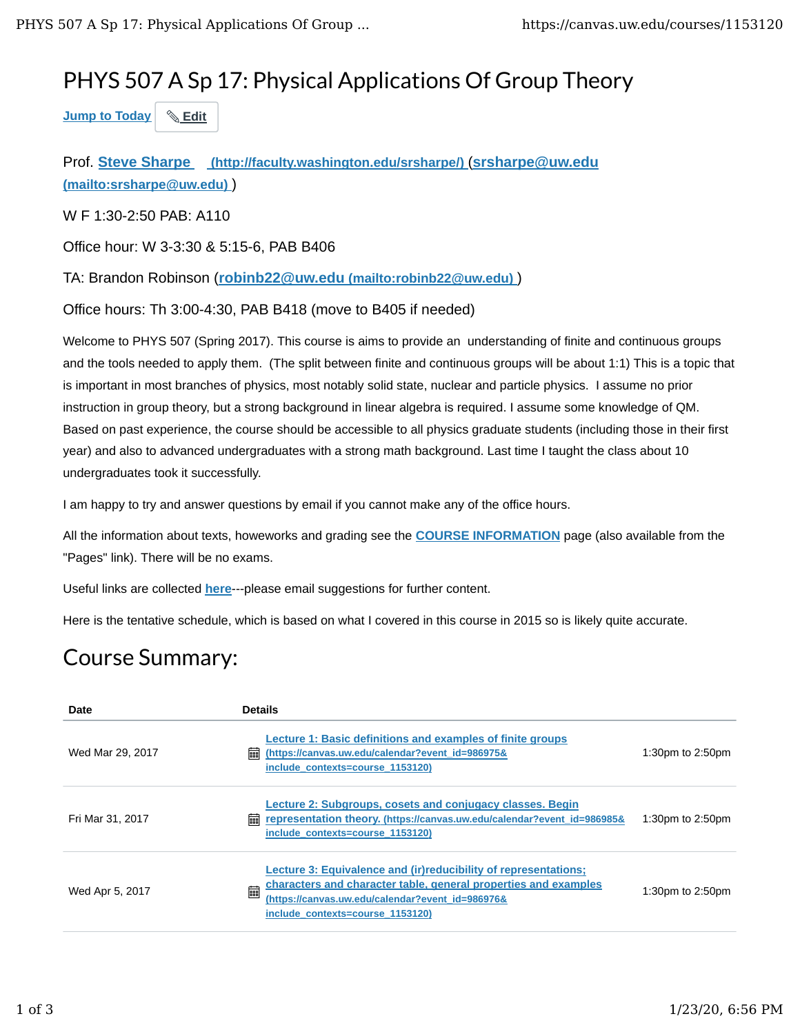# PHYS 507 A Sp 17: Physical Applications Of Group Theory

Jump to Today | Edit

Prof. **Steve Sharpe** (http://faculty.washington.edu/srsharpe/) (**srsharpe@uw.edu** (mailto:srsharpe@uw.edu) )

W F 1:30-2:50 PAB: A110

Office hour: W 3-3:30 & 5:15-6, PAB B406

TA: Brandon Robinson (**robinb22@uw.edu** (mailto:robinb22@uw.edu) )

Office hours: Th 3:00-4:30, PAB B418 (move to B405 if needed)

Welcome to PHYS 507 (Spring 2017). This course is aims to provide an understanding of finite and continuous groups and the tools needed to apply them. (The split between finite and continuous groups will be about 1:1) This is a topic that is important in most branches of physics, most notably solid state, nuclear and particle physics. I assume no prior instruction in group theory, but a strong background in linear algebra is required. I assume some knowledge of QM. Based on past experience, the course should be accessible to all physics graduate students (including those in their first year) and also to advanced undergraduates with a strong math background. Last time I taught the class about 10 undergraduates took it successfully.

I am happy to try and answer questions by email if you cannot make any of the office hours.

All the information about texts, howeworks and grading see the **COURSE INFORMATION** page (also available from the "Pages" link). There will be no exams.

Useful links are collected **here**---please email suggestions for further content.

Here is the tentative schedule, which is based on what I covered in this course in 2015 so is likely quite accurate.

## Course Summary:

| Date | Details | |
|---|---|---|
| Wed Mar 29, 2017 | Lecture 1: Basic definitions and examples of finite groups (https://canvas.uw.edu/calendar?event_id=986975&include_contexts=course_1153120) | 1:30pm to 2:50pm |
| Fri Mar 31, 2017 | Lecture 2: Subgroups, cosets and conjugacy classes. Begin representation theory. (https://canvas.uw.edu/calendar?event_id=986985&include_contexts=course_1153120) | 1:30pm to 2:50pm |
| Wed Apr 5, 2017 | Lecture 3: Equivalence and (ir)reducibility of representations; characters and character table, general properties and examples (https://canvas.uw.edu/calendar?event_id=986976&include_contexts=course_1153120) | 1:30pm to 2:50pm |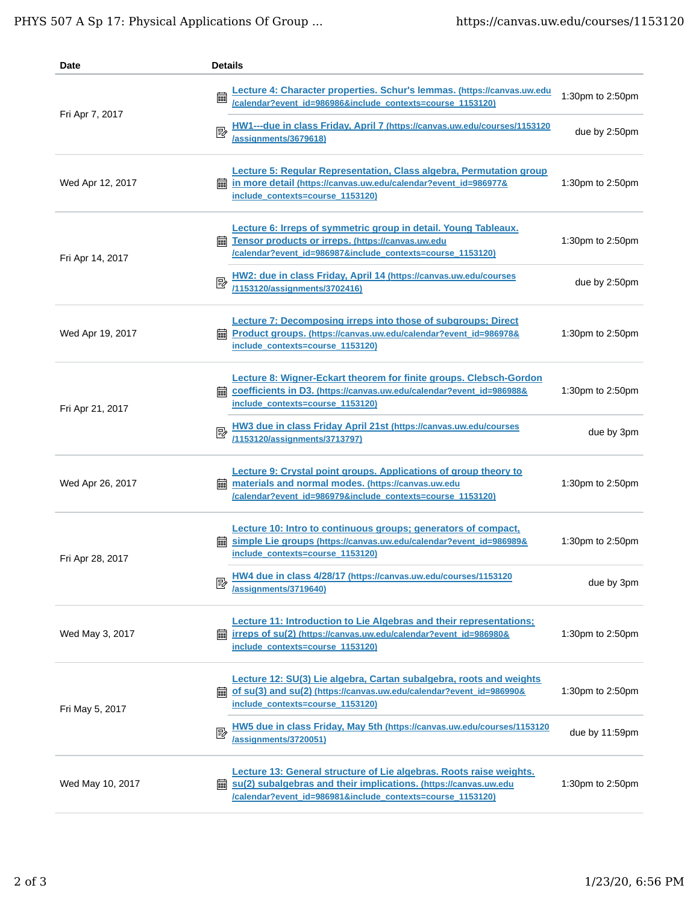| Date | Details | |
|---|---|---|
| Fri Apr 7, 2017 | [Lecture 4: Character properties. Schur's lemmas.](https://canvas.uw.edu/calendar?event_id=986986&include_contexts=course_1153120) (https://canvas.uw.edu/calendar?event_id=986986&include_contexts=course_1153120) | 1:30pm to 2:50pm |
| | [HW1---due in class Friday, April 7](https://canvas.uw.edu/courses/1153120/assignments/3679618) (https://canvas.uw.edu/courses/1153120/assignments/3679618) | due by 2:50pm |
| Wed Apr 12, 2017 | [Lecture 5: Regular Representation, Class algebra, Permutation group in more detail](https://canvas.uw.edu/calendar?event_id=986977&include_contexts=course_1153120) (https://canvas.uw.edu/calendar?event_id=986977&include_contexts=course_1153120) | 1:30pm to 2:50pm |
| Fri Apr 14, 2017 | [Lecture 6: Irreps of symmetric group in detail. Young Tableaux. Tensor products or irreps.](https://canvas.uw.edu/calendar?event_id=986987&include_contexts=course_1153120) (https://canvas.uw.edu/calendar?event_id=986987&include_contexts=course_1153120) | 1:30pm to 2:50pm |
| | [HW2: due in class Friday, April 14](https://canvas.uw.edu/courses/1153120/assignments/3702416) (https://canvas.uw.edu/courses/1153120/assignments/3702416) | due by 2:50pm |
| Wed Apr 19, 2017 | [Lecture 7: Decomposing irreps into those of subgroups; Direct Product groups.](https://canvas.uw.edu/calendar?event_id=986978&include_contexts=course_1153120) (https://canvas.uw.edu/calendar?event_id=986978&include_contexts=course_1153120) | 1:30pm to 2:50pm |
| Fri Apr 21, 2017 | [Lecture 8: Wigner-Eckart theorem for finite groups. Clebsch-Gordon coefficients in D3.](https://canvas.uw.edu/calendar?event_id=986988&include_contexts=course_1153120) (https://canvas.uw.edu/calendar?event_id=986988&include_contexts=course_1153120) | 1:30pm to 2:50pm |
| | [HW3 due in class Friday April 21st](https://canvas.uw.edu/courses/1153120/assignments/3713797) (https://canvas.uw.edu/courses/1153120/assignments/3713797) | due by 3pm |
| Wed Apr 26, 2017 | [Lecture 9: Crystal point groups. Applications of group theory to materials and normal modes.](https://canvas.uw.edu/calendar?event_id=986979&include_contexts=course_1153120) (https://canvas.uw.edu/calendar?event_id=986979&include_contexts=course_1153120) | 1:30pm to 2:50pm |
| Fri Apr 28, 2017 | [Lecture 10: Intro to continuous groups; generators of compact, simple Lie groups](https://canvas.uw.edu/calendar?event_id=986989&include_contexts=course_1153120) (https://canvas.uw.edu/calendar?event_id=986989&include_contexts=course_1153120) | 1:30pm to 2:50pm |
| | [HW4 due in class 4/28/17](https://canvas.uw.edu/courses/1153120/assignments/3719640) (https://canvas.uw.edu/courses/1153120/assignments/3719640) | due by 3pm |
| Wed May 3, 2017 | [Lecture 11: Introduction to Lie Algebras and their representations; irreps of su(2)](https://canvas.uw.edu/calendar?event_id=986980&include_contexts=course_1153120) (https://canvas.uw.edu/calendar?event_id=986980&include_contexts=course_1153120) | 1:30pm to 2:50pm |
| Fri May 5, 2017 | [Lecture 12: SU(3) Lie algebra, Cartan subalgebra, roots and weights of su(3) and su(2)](https://canvas.uw.edu/calendar?event_id=986990&include_contexts=course_1153120) (https://canvas.uw.edu/calendar?event_id=986990&include_contexts=course_1153120) | 1:30pm to 2:50pm |
| | [HW5 due in class Friday, May 5th](https://canvas.uw.edu/courses/1153120/assignments/3720051) (https://canvas.uw.edu/courses/1153120/assignments/3720051) | due by 11:59pm |
| Wed May 10, 2017 | [Lecture 13: General structure of Lie algebras. Roots raise weights. su(2) subalgebras and their implications.](https://canvas.uw.edu/calendar?event_id=986981&include_contexts=course_1153120) (https://canvas.uw.edu/calendar?event_id=986981&include_contexts=course_1153120) | 1:30pm to 2:50pm |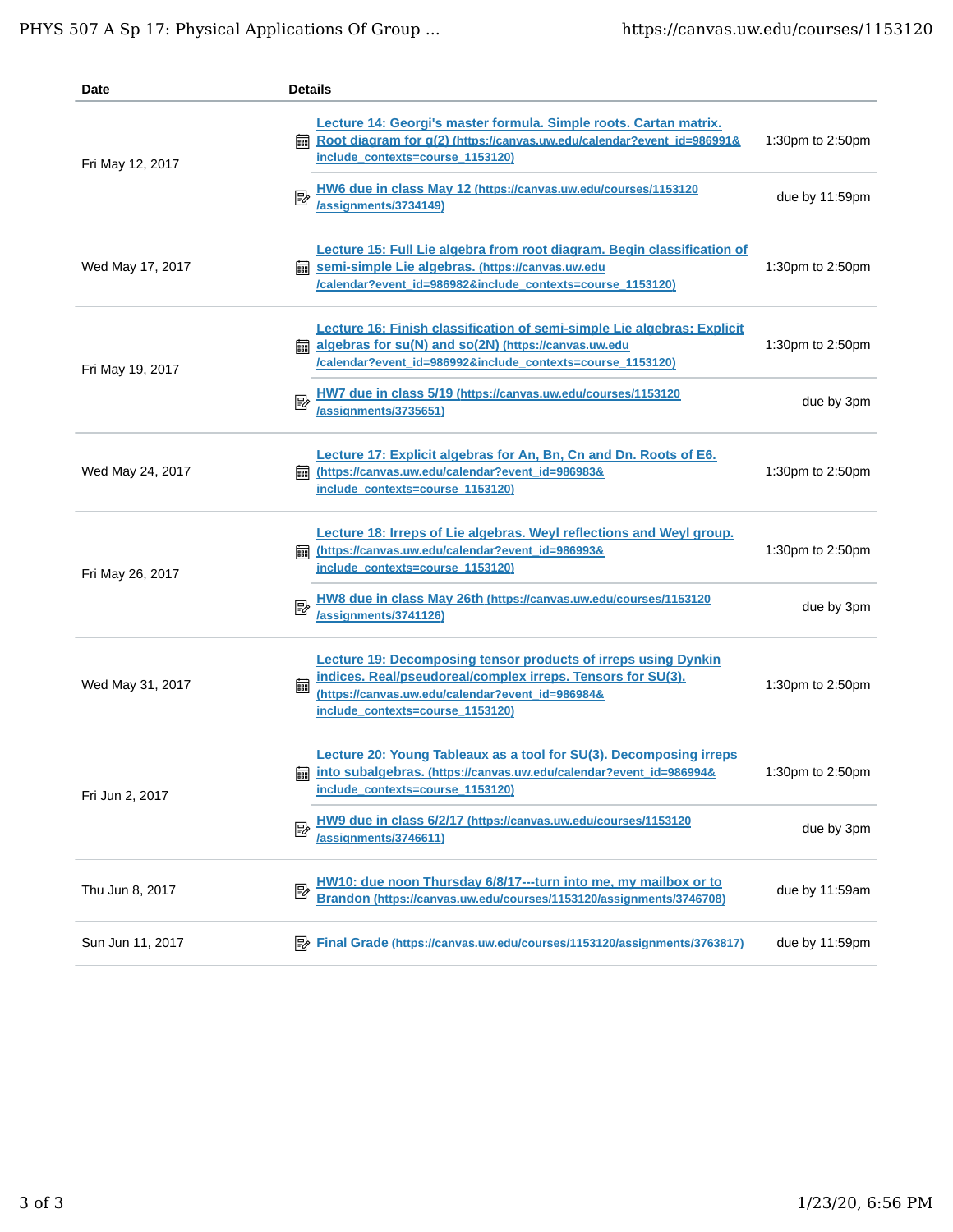| Date | Details | |
|---|---|---|
| Fri May 12, 2017 | Lecture 14: Georgi's master formula. Simple roots. Cartan matrix. Root diagram for g(2) (https://canvas.uw.edu/calendar?event_id=986991&include_contexts=course_1153120) | 1:30pm to 2:50pm |
| | HW6 due in class May 12 (https://canvas.uw.edu/courses/1153120/assignments/3734149) | due by 11:59pm |
| Wed May 17, 2017 | Lecture 15: Full Lie algebra from root diagram. Begin classification of semi-simple Lie algebras. (https://canvas.uw.edu/calendar?event_id=986982&include_contexts=course_1153120) | 1:30pm to 2:50pm |
| Fri May 19, 2017 | Lecture 16: Finish classification of semi-simple Lie algebras; Explicit algebras for su(N) and so(2N) (https://canvas.uw.edu/calendar?event_id=986992&include_contexts=course_1153120) | 1:30pm to 2:50pm |
| | HW7 due in class 5/19 (https://canvas.uw.edu/courses/1153120/assignments/3735651) | due by 3pm |
| Wed May 24, 2017 | Lecture 17: Explicit algebras for An, Bn, Cn and Dn. Roots of E6. (https://canvas.uw.edu/calendar?event_id=986983&include_contexts=course_1153120) | 1:30pm to 2:50pm |
| Fri May 26, 2017 | Lecture 18: Irreps of Lie algebras. Weyl reflections and Weyl group. (https://canvas.uw.edu/calendar?event_id=986993&include_contexts=course_1153120) | 1:30pm to 2:50pm |
| | HW8 due in class May 26th (https://canvas.uw.edu/courses/1153120/assignments/3741126) | due by 3pm |
| Wed May 31, 2017 | Lecture 19: Decomposing tensor products of irreps using Dynkin indices. Real/pseudoreal/complex irreps. Tensors for SU(3). (https://canvas.uw.edu/calendar?event_id=986984&include_contexts=course_1153120) | 1:30pm to 2:50pm |
| Fri Jun 2, 2017 | Lecture 20: Young Tableaux as a tool for SU(3). Decomposing irreps into subalgebras. (https://canvas.uw.edu/calendar?event_id=986994&include_contexts=course_1153120) | 1:30pm to 2:50pm |
| | HW9 due in class 6/2/17 (https://canvas.uw.edu/courses/1153120/assignments/3746611) | due by 3pm |
| Thu Jun 8, 2017 | HW10: due noon Thursday 6/8/17---turn into me, my mailbox or to Brandon (https://canvas.uw.edu/courses/1153120/assignments/3746708) | due by 11:59am |
| Sun Jun 11, 2017 | Final Grade (https://canvas.uw.edu/courses/1153120/assignments/3763817) | due by 11:59pm |